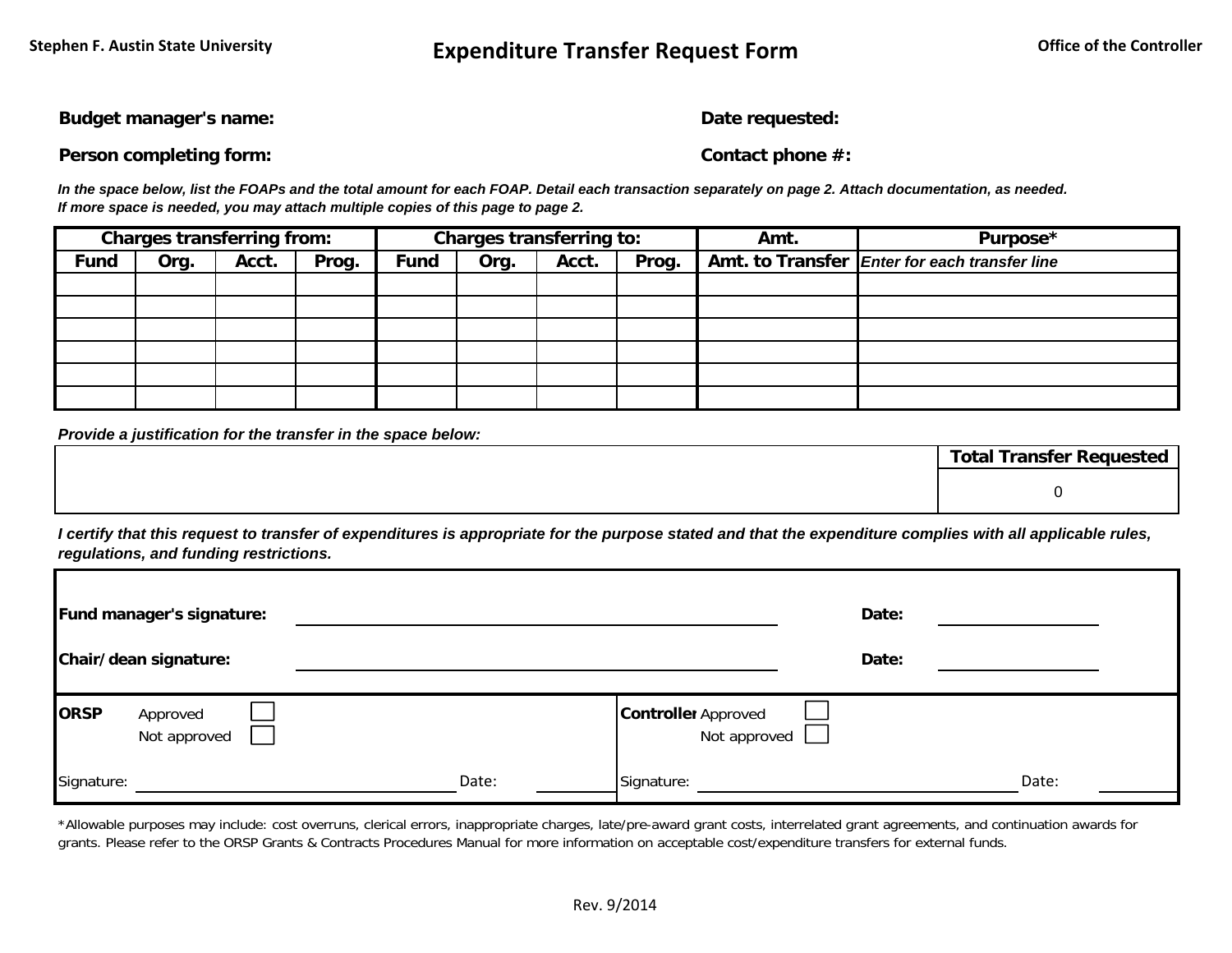Stephen F. Austin State University

# Expenditure Transfer Request Form

Office of the Controller

**Budget manager's name:**

**Date requested:**

**Person completing form:**

**Contact phone #:**

***In the space below, list the FOAPs and the total amount for each FOAP. Detail each transaction separately on page 2. Attach documentation, as needed. If more space is needed, you may attach multiple copies of this page to page 2.***

| Charges transferring from: | | | | Charges transferring to: | | | | Amt. | Purpose* |
|---|---|---|---|---|---|---|---|---|---|
| **Fund** | **Org.** | **Acct.** | **Prog.** | **Fund** | **Org.** | **Acct.** | **Prog.** | **Amt. to Transfer** | ***Enter for each transfer line*** |
| | | | | | | | | | |
| | | | | | | | | | |
| | | | | | | | | | |
| | | | | | | | | | |
| | | | | | | | | | |
| | | | | | | | | | |

***Provide a justification for the transfer in the space below:***

| | Total Transfer Requested |
|---|---|
| | 0 |

***I certify that this request to transfer of expenditures is appropriate for the purpose stated and that the expenditure complies with all applicable rules, regulations, and funding restrictions.***

**Fund manager's signature:** ______________________ **Date:** __________

**Chair/dean signature:** ______________________ **Date:** __________

**ORSP** Approved ☐ Not approved ☐

Signature: ______________________ Date: __________

**Controller** Approved ☐ Not approved ☐

Signature: ______________________ Date: __________

*Allowable purposes may include: cost overruns, clerical errors, inappropriate charges, late/pre-award grant costs, interrelated grant agreements, and continuation awards for grants. Please refer to the ORSP Grants & Contracts Procedures Manual for more information on acceptable cost/expenditure transfers for external funds.

Rev. 9/2014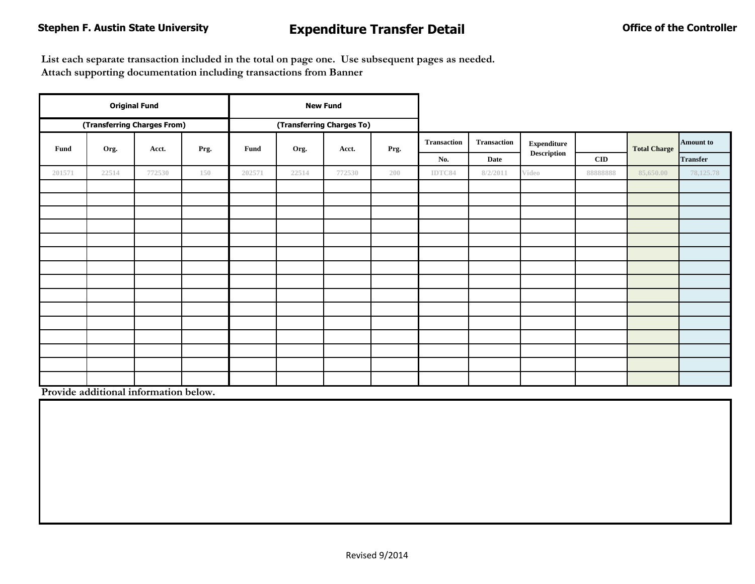**Stephen F. Austin State University** | **Expenditure Transfer Detail** | **Office of the Controller**

**List each separate transaction included in the total on page one. Use subsequent pages as needed.**
**Attach supporting documentation including transactions from Banner**

| Original Fund (Transferring Charges From) | | | | New Fund (Transferring Charges To) | | | | | | | | | |
|---|---|---|---|---|---|---|---|---|---|---|---|---|---|
| Fund | Org. | Acct. | Prg. | Fund | Org. | Acct. | Prg. | Transaction No. | Transaction Date | Expenditure Description | CID | Total Charge | Amount to Transfer |
| 201571 | 22514 | 772530 | 150 | 202571 | 22514 | 772530 | 200 | IDTC84 | 8/2/2011 | Video | 88888888 | 85,650.00 | 78,125.78 |
| | | | | | | | | | | | | | |
| | | | | | | | | | | | | | |
| | | | | | | | | | | | | | |
| | | | | | | | | | | | | | |
| | | | | | | | | | | | | | |
| | | | | | | | | | | | | | |
| | | | | | | | | | | | | | |
| | | | | | | | | | | | | | |
| | | | | | | | | | | | | | |
| | | | | | | | | | | | | | |
| | | | | | | | | | | | | | |
| | | | | | | | | | | | | | |
| | | | | | | | | | | | | | |
| | | | | | | | | | | | | | |
| | | | | | | | | | | | | | |

**Provide additional information below.**

Revised 9/2014